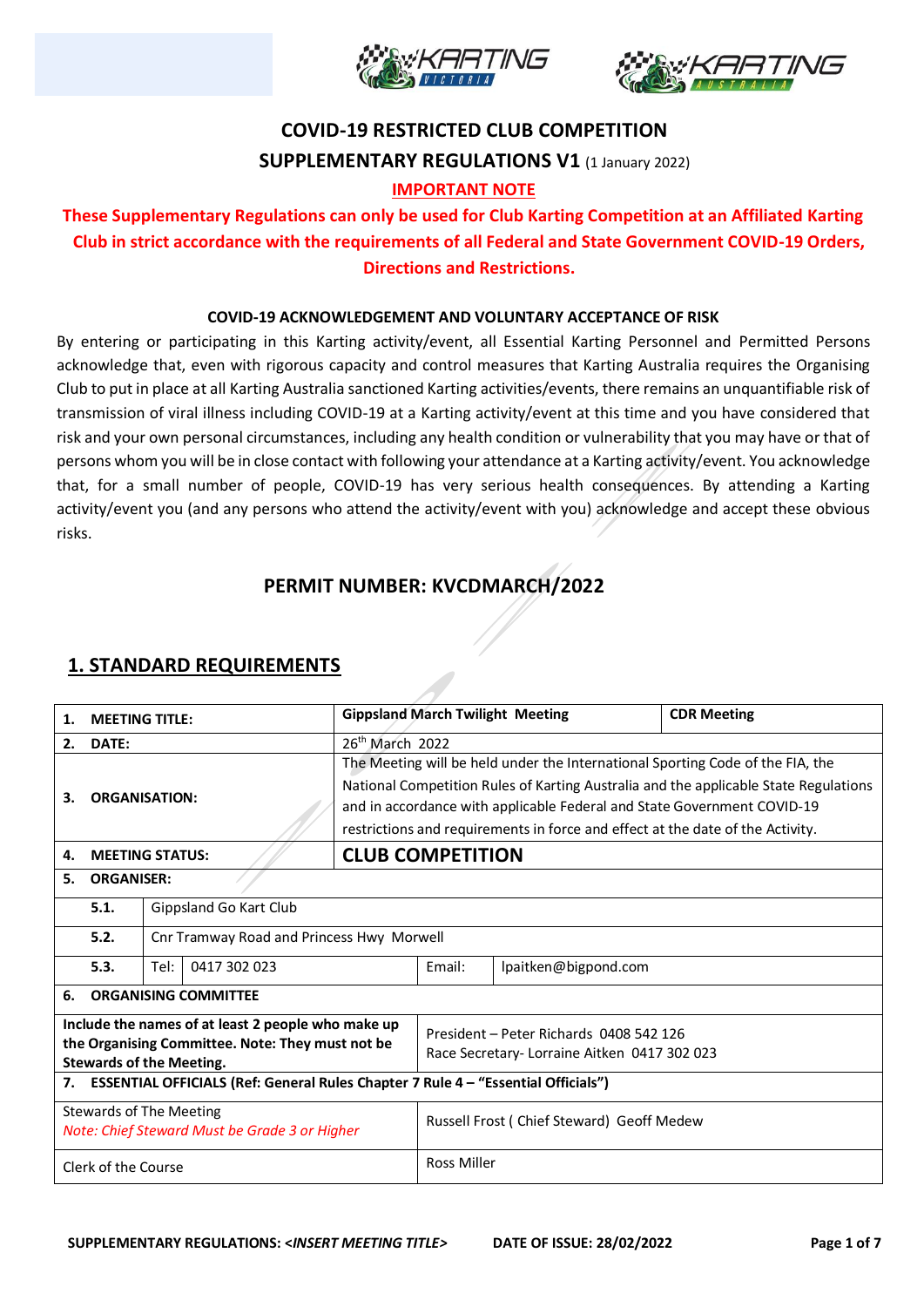# COVID-19 RESTRICTED CLUB COMPETITION

## SUPPLEMENTARY REGULATIONS V1 (1 January 2022)

**IMPORTANT NOTE**

**These Supplementary Regulations can only be used for Club Karting Competition at an Affiliated Karting Club in strict accordance with the requirements of all Federal and State Government COVID-19 Orders, Directions and Restrictions.**

**COVID-19 ACKNOWLEDGEMENT AND VOLUNTARY ACCEPTANCE OF RISK**

By entering or participating in this Karting activity/event, all Essential Karting Personnel and Permitted Persons acknowledge that, even with rigorous capacity and control measures that Karting Australia requires the Organising Club to put in place at all Karting Australia sanctioned Karting activities/events, there remains an unquantifiable risk of transmission of viral illness including COVID-19 at a Karting activity/event at this time and you have considered that risk and your own personal circumstances, including any health condition or vulnerability that you may have or that of persons whom you will be in close contact with following your attendance at a Karting activity/event. You acknowledge that, for a small number of people, COVID-19 has very serious health consequences. By attending a Karting activity/event you (and any persons who attend the activity/event with you) acknowledge and accept these obvious risks.

## PERMIT NUMBER: KVCDMARCH/2022

## 1. STANDARD REQUIREMENTS

| | | | |
|---|---|---|---|
| **1. MEETING TITLE:** | | **Gippsland March Twilight Meeting** | **CDR Meeting** |
| **2. DATE:** | | 26th March 2022 | |
| **3. ORGANISATION:** | | The Meeting will be held under the International Sporting Code of the FIA, the National Competition Rules of Karting Australia and the applicable State Regulations and in accordance with applicable Federal and State Government COVID-19 restrictions and requirements in force and effect at the date of the Activity. | |
| **4. MEETING STATUS:** | | **CLUB COMPETITION** | |
| **5. ORGANISER:** | | | |
| **5.1.** | Gippsland Go Kart Club | | |
| **5.2.** | Cnr Tramway Road and Princess Hwy Morwell | | |
| **5.3.** | Tel: 0417 302 023 | Email: lpaitken@bigpond.com | |
| **6. ORGANISING COMMITTEE** | | | |
| **Include the names of at least 2 people who make up the Organising Committee. Note: They must not be Stewards of the Meeting.** | | President – Peter Richards 0408 542 126<br>Race Secretary- Lorraine Aitken 0417 302 023 | |
| **7. ESSENTIAL OFFICIALS (Ref: General Rules Chapter 7 Rule 4 – "Essential Officials")** | | | |
| Stewards of The Meeting<br>*Note: Chief Steward Must be Grade 3 or Higher* | | Russell Frost ( Chief Steward) Geoff Medew | |
| Clerk of the Course | | Ross Miller | |

**SUPPLEMENTARY REGULATIONS: <*INSERT MEETING TITLE*>** **DATE OF ISSUE: 28/02/2022**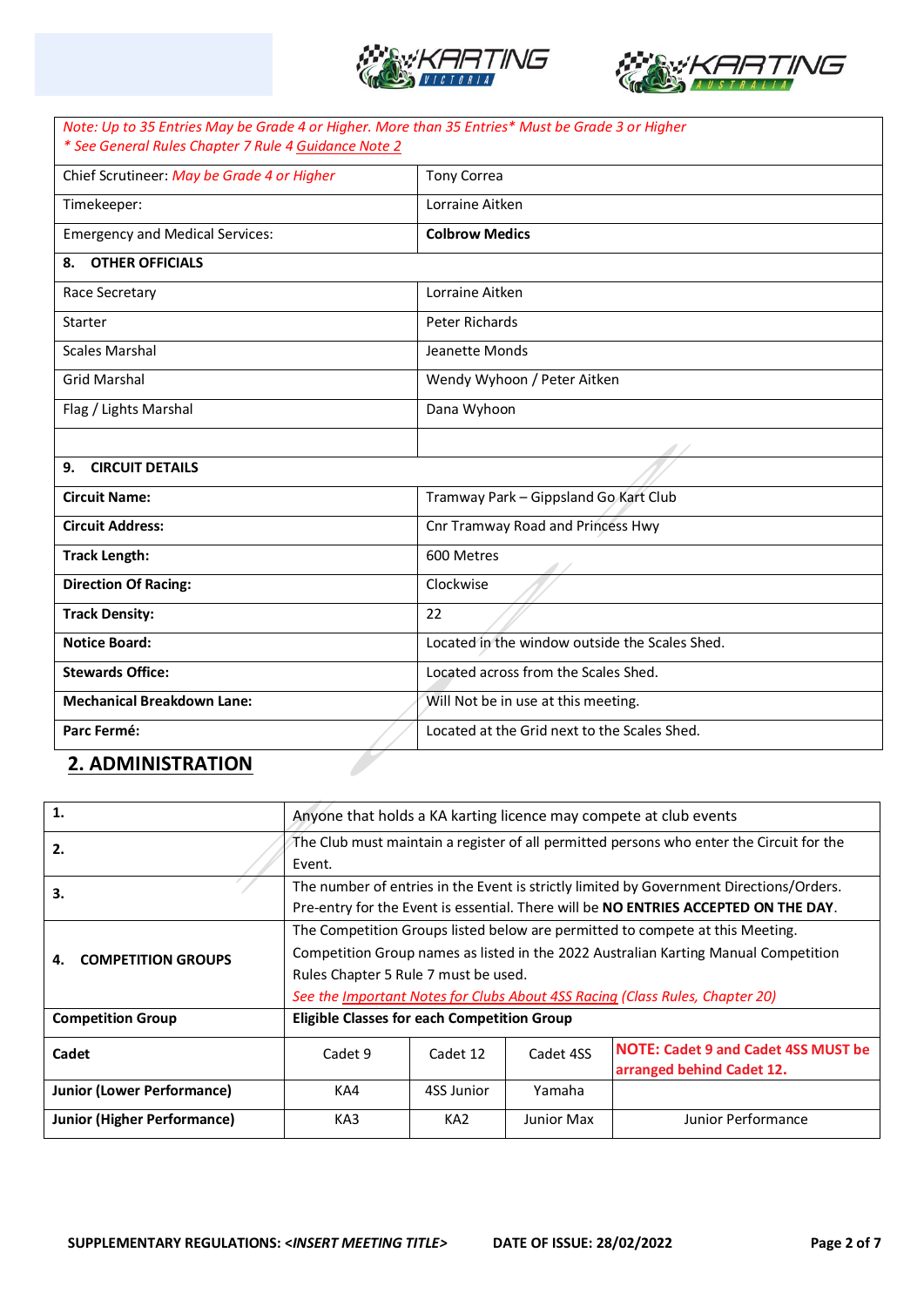| *Note: Up to 35 Entries May be Grade 4 or Higher. More than 35 Entries* Must be Grade 3 or Higher* <br> ** See General Rules Chapter 7 Rule 4 Guidance Note 2* | |
|---|---|
| Chief Scrutineer: *May be Grade 4 or Higher* | Tony Correa |
| Timekeeper: | Lorraine Aitken |
| Emergency and Medical Services: | **Colbrow Medics** |
| **8. OTHER OFFICIALS** | |
| Race Secretary | Lorraine Aitken |
| Starter | Peter Richards |
| Scales Marshal | Jeanette Monds |
| Grid Marshal | Wendy Wyhoon / Peter Aitken |
| Flag / Lights Marshal | Dana Wyhoon |
| | |
| **9. CIRCUIT DETAILS** | |
| **Circuit Name:** | Tramway Park – Gippsland Go Kart Club |
| **Circuit Address:** | Cnr Tramway Road and Princess Hwy |
| **Track Length:** | 600 Metres |
| **Direction Of Racing:** | Clockwise |
| **Track Density:** | 22 |
| **Notice Board:** | Located in the window outside the Scales Shed. |
| **Stewards Office:** | Located across from the Scales Shed. |
| **Mechanical Breakdown Lane:** | Will Not be in use at this meeting. |
| **Parc Fermé:** | Located at the Grid next to the Scales Shed. |

## 2. ADMINISTRATION

| **1.** | Anyone that holds a KA karting licence may compete at club events | | | |
|---|---|---|---|---|
| **2.** | The Club must maintain a register of all permitted persons who enter the Circuit for the Event. | | | |
| **3.** | The number of entries in the Event is strictly limited by Government Directions/Orders. Pre-entry for the Event is essential. There will be **NO ENTRIES ACCEPTED ON THE DAY**. | | | |
| **4. COMPETITION GROUPS** | The Competition Groups listed below are permitted to compete at this Meeting. Competition Group names as listed in the 2022 Australian Karting Manual Competition Rules Chapter 5 Rule 7 must be used. *See the Important Notes for Clubs About 4SS Racing (Class Rules, Chapter 20)* | | | |
| **Competition Group** | **Eligible Classes for each Competition Group** | | | |
| **Cadet** | Cadet 9 | Cadet 12 | Cadet 4SS | **NOTE: Cadet 9 and Cadet 4SS MUST be arranged behind Cadet 12.** |
| **Junior (Lower Performance)** | KA4 | 4SS Junior | Yamaha | |
| **Junior (Higher Performance)** | KA3 | KA2 | Junior Max | Junior Performance |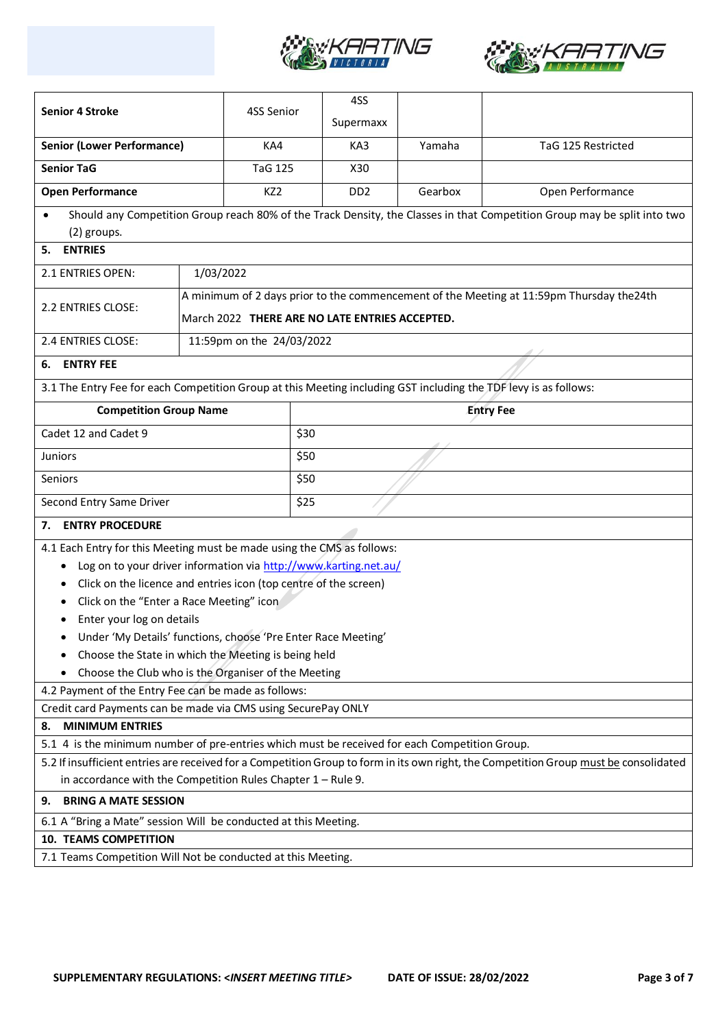| Senior 4 Stroke | 4SS Senior | 4SS Supermaxx | | |
|---|---|---|---|---|
| **Senior (Lower Performance)** | KA4 | KA3 | Yamaha | TaG 125 Restricted |
| **Senior TaG** | TaG 125 | X30 | | |
| **Open Performance** | KZ2 | DD2 | Gearbox | Open Performance |

- Should any Competition Group reach 80% of the Track Density, the Classes in that Competition Group may be split into two (2) groups.

## 5. ENTRIES

| 2.1 ENTRIES OPEN: | 1/03/2022 |
|---|---|
| 2.2 ENTRIES CLOSE: | A minimum of 2 days prior to the commencement of the Meeting at 11:59pm Thursday the24th March 2022 **THERE ARE NO LATE ENTRIES ACCEPTED.** |
| 2.4 ENTRIES CLOSE: | 11:59pm on the 24/03/2022 |

## 6. ENTRY FEE

3.1 The Entry Fee for each Competition Group at this Meeting including GST including the TDF levy is as follows:

| Competition Group Name | Entry Fee |
|---|---|
| Cadet 12 and Cadet 9 | $30 |
| Juniors | $50 |
| Seniors | $50 |
| Second Entry Same Driver | $25 |

## 7. ENTRY PROCEDURE

4.1 Each Entry for this Meeting must be made using the CMS as follows:

- Log on to your driver information via http://www.karting.net.au/
- Click on the licence and entries icon (top centre of the screen)
- Click on the "Enter a Race Meeting" icon
- Enter your log on details
- Under 'My Details' functions, choose 'Pre Enter Race Meeting'
- Choose the State in which the Meeting is being held
- Choose the Club who is the Organiser of the Meeting

4.2 Payment of the Entry Fee can be made as follows:

Credit card Payments can be made via CMS using SecurePay ONLY

## 8. MINIMUM ENTRIES

5.1 4 is the minimum number of pre-entries which must be received for each Competition Group.

5.2 If insufficient entries are received for a Competition Group to form in its own right, the Competition Group must be consolidated in accordance with the Competition Rules Chapter 1 – Rule 9.

## 9. BRING A MATE SESSION

6.1 A "Bring a Mate" session Will be conducted at this Meeting.

## 10. TEAMS COMPETITION

7.1 Teams Competition Will Not be conducted at this Meeting.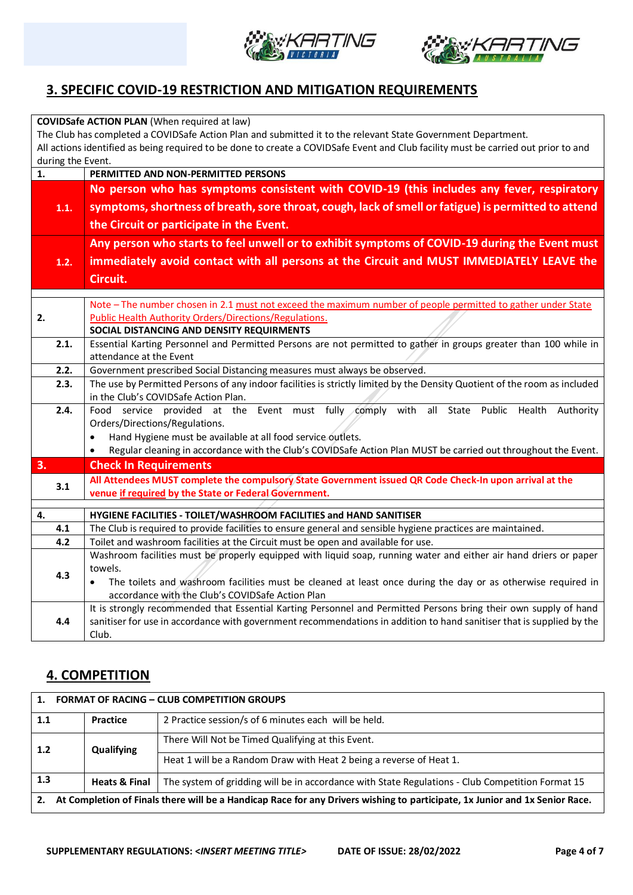## 3. SPECIFIC COVID-19 RESTRICTION AND MITIGATION REQUIREMENTS

| | |
|---|---|
| **COVIDSafe ACTION PLAN** (When required at law)<br>The Club has completed a COVIDSafe Action Plan and submitted it to the relevant State Government Department.<br>All actions identified as being required to be done to create a COVIDSafe Event and Club facility must be carried out prior to and during the Event. | |
| **1.** | **PERMITTED AND NON-PERMITTED PERSONS** |
| **1.1.** | **No person who has symptoms consistent with COVID-19 (this includes any fever, respiratory symptoms, shortness of breath, sore throat, cough, lack of smell or fatigue) is permitted to attend the Circuit or participate in the Event.** |
| **1.2.** | **Any person who starts to feel unwell or to exhibit symptoms of COVID-19 during the Event must immediately avoid contact with all persons at the Circuit and MUST IMMEDIATELY LEAVE the Circuit.** |
| **2.** | Note – The number chosen in 2.1 must not exceed the maximum number of people permitted to gather under State Public Health Authority Orders/Directions/Regulations.<br>**SOCIAL DISTANCING AND DENSITY REQUIRMENTS** |
| **2.1.** | Essential Karting Personnel and Permitted Persons are not permitted to gather in groups greater than 100 while in attendance at the Event |
| **2.2.** | Government prescribed Social Distancing measures must always be observed. |
| **2.3.** | The use by Permitted Persons of any indoor facilities is strictly limited by the Density Quotient of the room as included in the Club's COVIDSafe Action Plan. |
| **2.4.** | Food service provided at the Event must fully comply with all State Public Health Authority Orders/Directions/Regulations.<br>• Hand Hygiene must be available at all food service outlets.<br>• Regular cleaning in accordance with the Club's COVIDSafe Action Plan MUST be carried out throughout the Event. |
| **3.** | **Check In Requirements** |
| **3.1** | **All Attendees MUST complete the compulsory State Government issued QR Code Check-In upon arrival at the venue if required by the State or Federal Government.** |
| **4.** | **HYGIENE FACILITIES - TOILET/WASHROOM FACILITIES and HAND SANITISER** |
| **4.1** | The Club is required to provide facilities to ensure general and sensible hygiene practices are maintained. |
| **4.2** | Toilet and washroom facilities at the Circuit must be open and available for use. |
| **4.3** | Washroom facilities must be properly equipped with liquid soap, running water and either air hand driers or paper towels.<br>• The toilets and washroom facilities must be cleaned at least once during the day or as otherwise required in accordance with the Club's COVIDSafe Action Plan |
| **4.4** | It is strongly recommended that Essential Karting Personnel and Permitted Persons bring their own supply of hand sanitiser for use in accordance with government recommendations in addition to hand sanitiser that is supplied by the Club. |

## 4. COMPETITION

| **1. FORMAT OF RACING – CLUB COMPETITION GROUPS** | | |
|---|---|---|
| **1.1** | **Practice** | 2 Practice session/s of 6 minutes each will be held. |
| **1.2** | **Qualifying** | There Will Not be Timed Qualifying at this Event. |
| | | Heat 1 will be a Random Draw with Heat 2 being a reverse of Heat 1. |
| **1.3** | **Heats & Final** | The system of gridding will be in accordance with State Regulations - Club Competition Format 15 |
| **2. At Completion of Finals there will be a Handicap Race for any Drivers wishing to participate, 1x Junior and 1x Senior Race.** | | |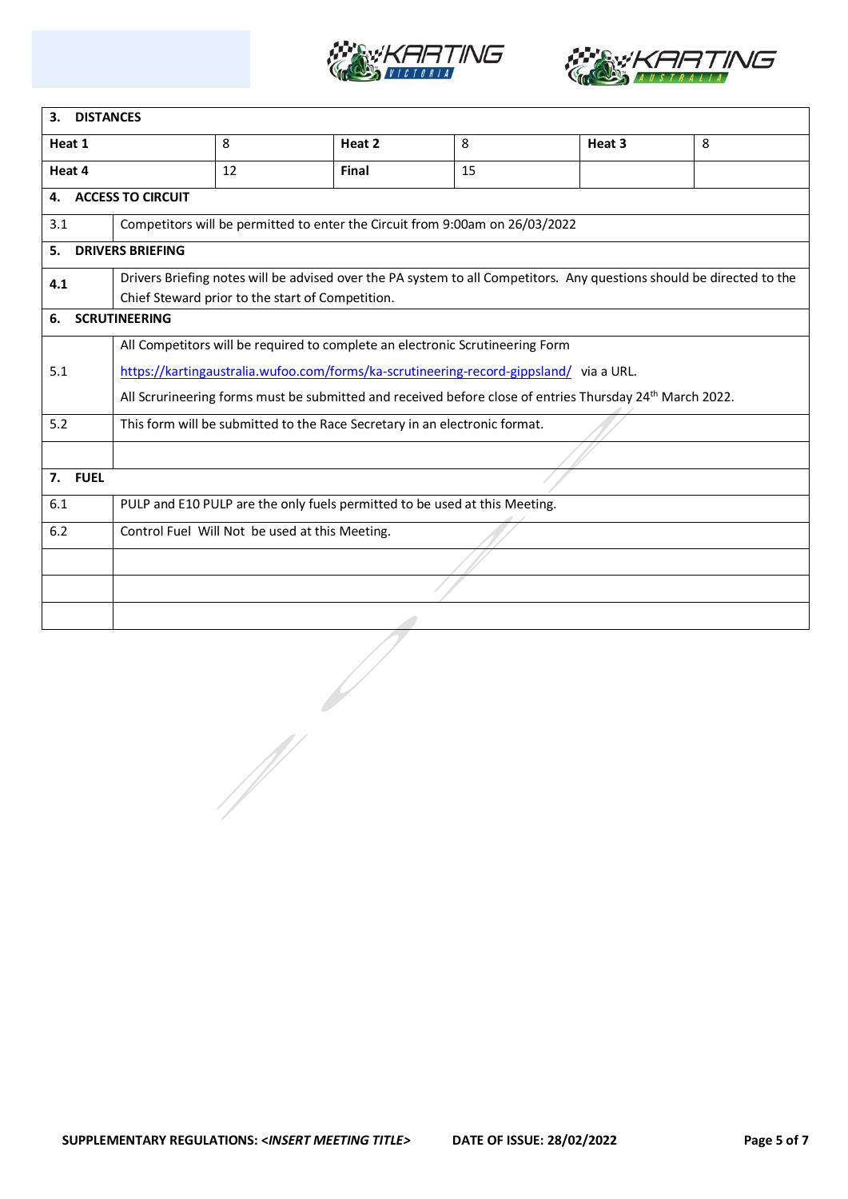| 3. DISTANCES | | | | | |
|---|---|---|---|---|---|
| **Heat 1** | 8 | **Heat 2** | 8 | **Heat 3** | 8 |
| **Heat 4** | 12 | **Final** | 15 | | |

| 4. ACCESS TO CIRCUIT | |
|---|---|
| 3.1 | Competitors will be permitted to enter the Circuit from 9:00am on 26/03/2022 |

| 5. DRIVERS BRIEFING | |
|---|---|
| **4.1** | Drivers Briefing notes will be advised over the PA system to all Competitors. Any questions should be directed to the Chief Steward prior to the start of Competition. |

| 6. SCRUTINEERING | |
|---|---|
| 5.1 | All Competitors will be required to complete an electronic Scrutineering Form https://kartingaustralia.wufoo.com/forms/ka-scrutineering-record-gippsland/ via a URL. All Scrurineering forms must be submitted and received before close of entries Thursday 24th March 2022. |
| 5.2 | This form will be submitted to the Race Secretary in an electronic format. |
| | |

| 7. FUEL | |
|---|---|
| 6.1 | PULP and E10 PULP are the only fuels permitted to be used at this Meeting. |
| 6.2 | Control Fuel Will Not be used at this Meeting. |
| | |
| | |
| | |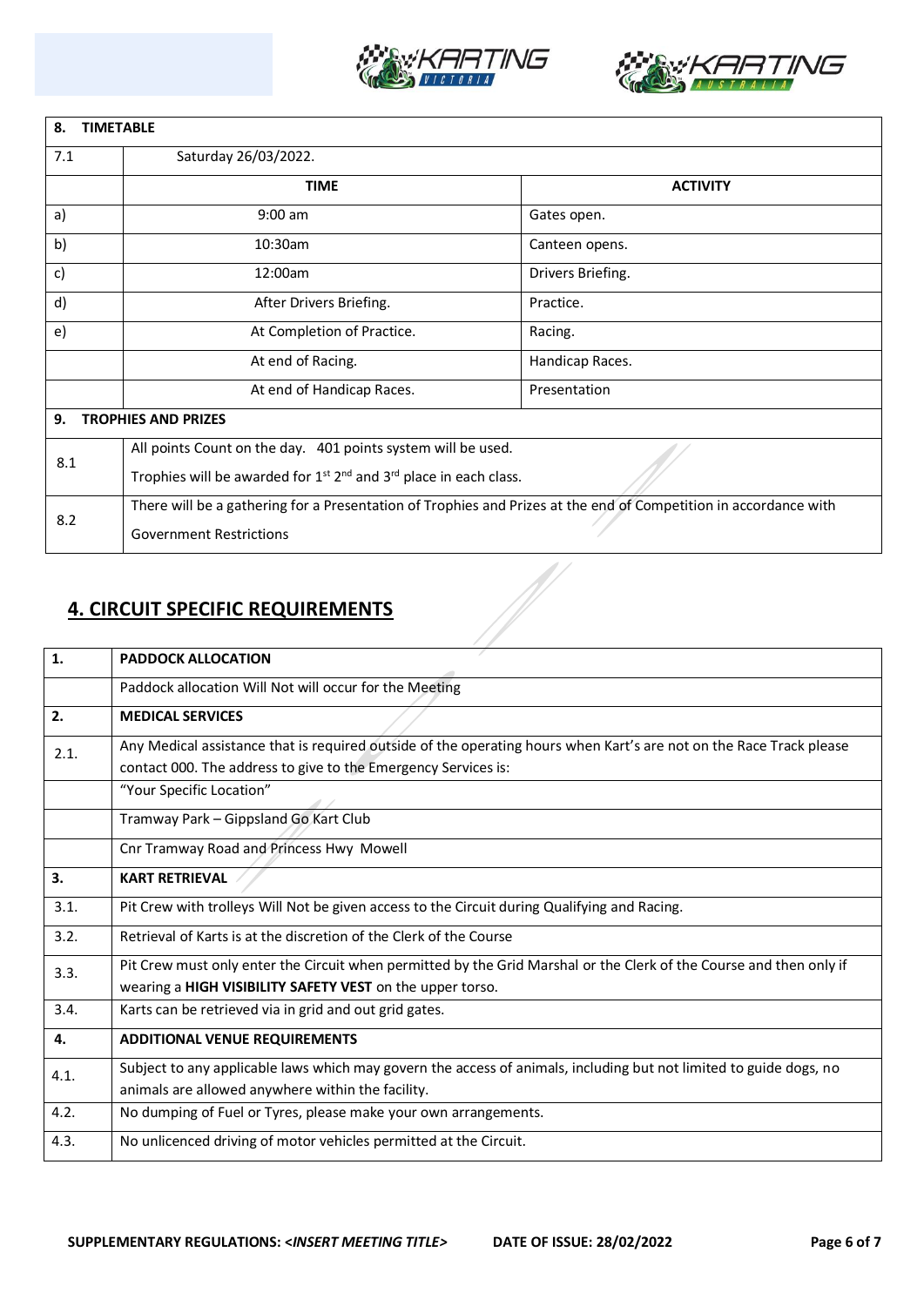| 8. | TIMETABLE | |
|---|---|---|
| 7.1 | Saturday 26/03/2022. | |
| | **TIME** | **ACTIVITY** |
| a) | 9:00 am | Gates open. |
| b) | 10:30am | Canteen opens. |
| c) | 12:00am | Drivers Briefing. |
| d) | After Drivers Briefing. | Practice. |
| e) | At Completion of Practice. | Racing. |
| | At end of Racing. | Handicap Races. |
| | At end of Handicap Races. | Presentation |

| 9. | TROPHIES AND PRIZES |
|---|---|
| 8.1 | All points Count on the day. 401 points system will be used. Trophies will be awarded for 1st 2nd and 3rd place in each class. |
| 8.2 | There will be a gathering for a Presentation of Trophies and Prizes at the end of Competition in accordance with Government Restrictions |

## 4. CIRCUIT SPECIFIC REQUIREMENTS

| 1. | PADDOCK ALLOCATION |
|---|---|
| | Paddock allocation Will Not will occur for the Meeting |
| **2.** | **MEDICAL SERVICES** |
| 2.1. | Any Medical assistance that is required outside of the operating hours when Kart's are not on the Race Track please contact 000. The address to give to the Emergency Services is: |
| | "Your Specific Location" |
| | Tramway Park – Gippsland Go Kart Club |
| | Cnr Tramway Road and Princess Hwy Mowell |
| **3.** | **KART RETRIEVAL** |
| 3.1. | Pit Crew with trolleys Will Not be given access to the Circuit during Qualifying and Racing. |
| 3.2. | Retrieval of Karts is at the discretion of the Clerk of the Course |
| 3.3. | Pit Crew must only enter the Circuit when permitted by the Grid Marshal or the Clerk of the Course and then only if wearing a **HIGH VISIBILITY SAFETY VEST** on the upper torso. |
| 3.4. | Karts can be retrieved via in grid and out grid gates. |
| **4.** | **ADDITIONAL VENUE REQUIREMENTS** |
| 4.1. | Subject to any applicable laws which may govern the access of animals, including but not limited to guide dogs, no animals are allowed anywhere within the facility. |
| 4.2. | No dumping of Fuel or Tyres, please make your own arrangements. |
| 4.3. | No unlicenced driving of motor vehicles permitted at the Circuit. |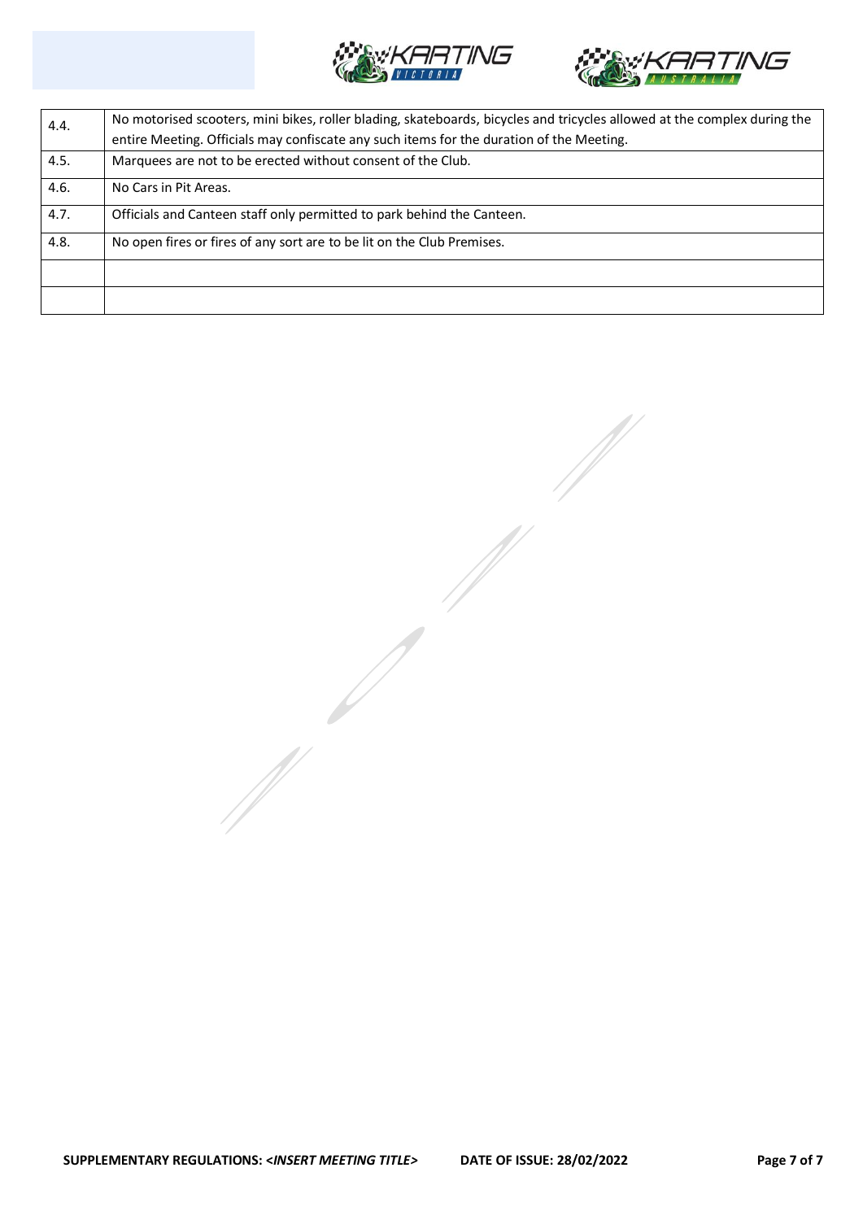| | |
|---|---|
| 4.4. | No motorised scooters, mini bikes, roller blading, skateboards, bicycles and tricycles allowed at the complex during the entire Meeting. Officials may confiscate any such items for the duration of the Meeting. |
| 4.5. | Marquees are not to be erected without consent of the Club. |
| 4.6. | No Cars in Pit Areas. |
| 4.7. | Officials and Canteen staff only permitted to park behind the Canteen. |
| 4.8. | No open fires or fires of any sort are to be lit on the Club Premises. |
| | |
| | |